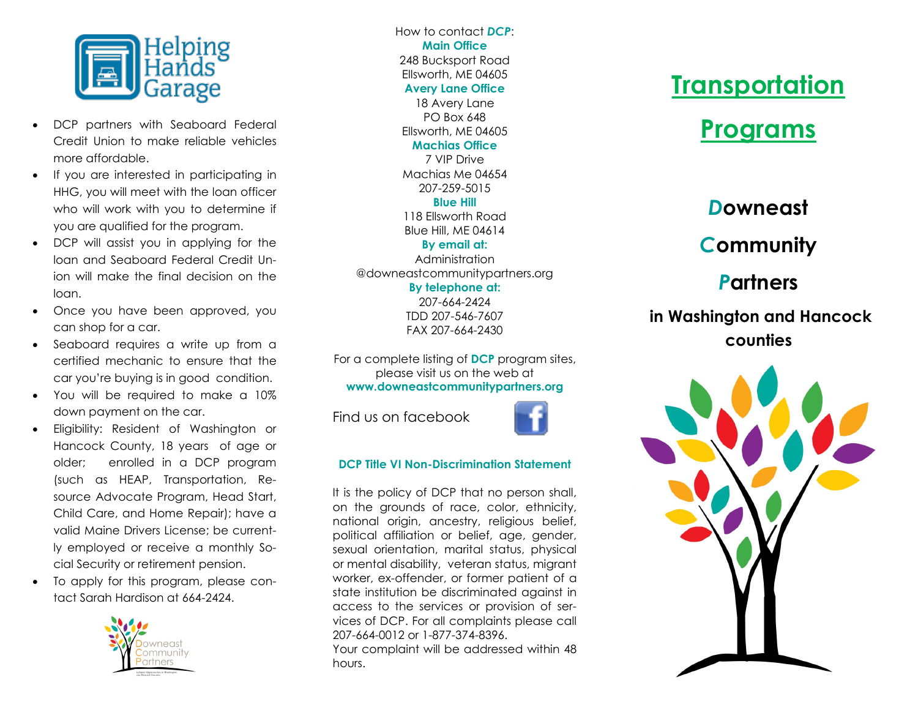Helping Hands Garage

- DCP partners with Seaboard Federal Credit Union to make reliable vehicles more affordable.
- If you are interested in participating in HHG, you will meet with the loan officer who will work with you to determine if you are qualified for the program.
- DCP will assist you in applying for the loan and Seaboard Federal Credit Union will make the final decision on the loan.
- Once you have been approved, you can shop for a car.
- Seaboard requires a write up from a certified mechanic to ensure that the car you're buying is in good condition.
- You will be required to make a 10% down payment on the car.
- Eligibility: Resident of Washington or Hancock County, 18 years of age or older; enrolled in a DCP program (such as HEAP, Transportation, Resource Advocate Program, Head Start, Child Care, and Home Repair); have a valid Maine Drivers License; be currently employed or receive a monthly Social Security or retirement pension.
- To apply for this program, please contact Sarah Hardison at 664-2424.

Downeast Community Partners

How to contact ***DCP***:

**Main Office**
248 Bucksport Road
Ellsworth, ME 04605

**Avery Lane Office**
18 Avery Lane
PO Box 648
Ellsworth, ME 04605

**Machias Office**
7 VIP Drive
Machias Me 04654
207-259-5015

**Blue Hill**
118 Ellsworth Road
Blue Hill, ME 04614

**By email at:**
Administration
@downeastcommunitypartners.org

**By telephone at:**
207-664-2424
TDD 207-546-7607
FAX 207-664-2430

For a complete listing of **DCP** program sites, please visit us on the web at **www.downeastcommunitypartners.org**

Find us on facebook

**DCP Title VI Non-Discrimination Statement**

It is the policy of DCP that no person shall, on the grounds of race, color, ethnicity, national origin, ancestry, religious belief, political affiliation or belief, age, gender, sexual orientation, marital status, physical or mental disability, veteran status, migrant worker, ex-offender, or former patient of a state institution be discriminated against in access to the services or provision of services of DCP. For all complaints please call 207-664-0012 or 1-877-374-8396.
Your complaint will be addressed within 48 hours.

# Transportation Programs

## Downeast Community Partners

### in Washington and Hancock counties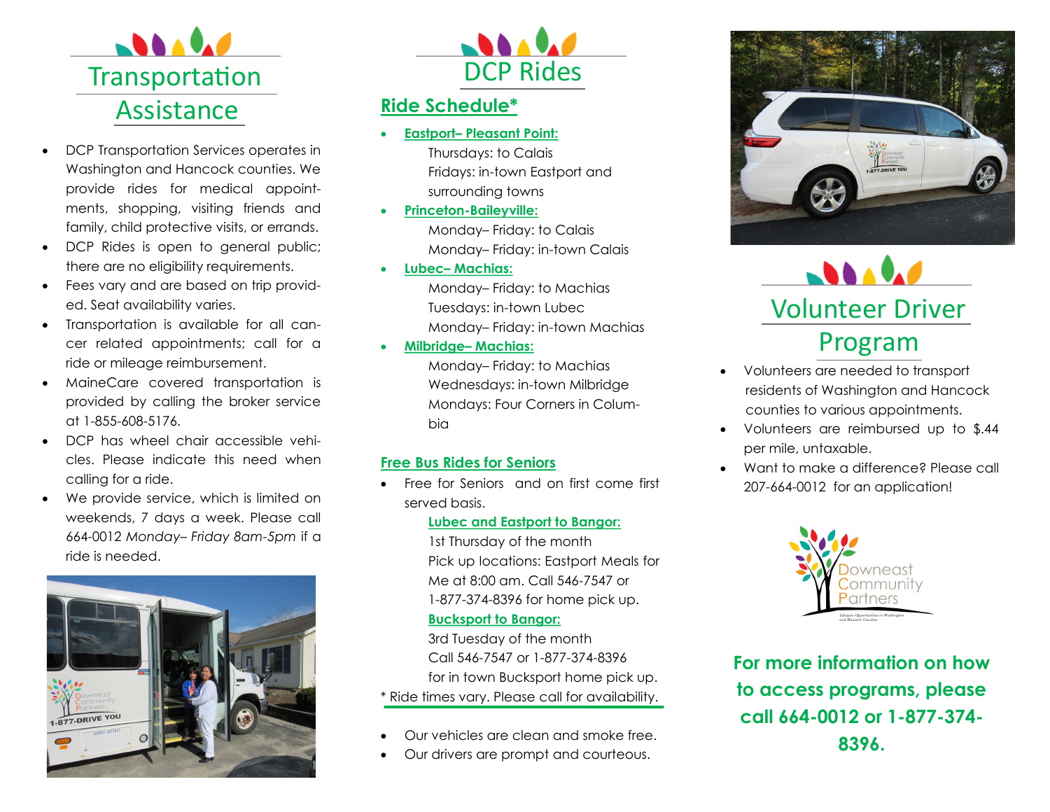# Transportation Assistance

- DCP Transportation Services operates in Washington and Hancock counties. We provide rides for medical appointments, shopping, visiting friends and family, child protective visits, or errands.
- DCP Rides is open to general public; there are no eligibility requirements.
- Fees vary and are based on trip provided. Seat availability varies.
- Transportation is available for all cancer related appointments; call for a ride or mileage reimbursement.
- MaineCare covered transportation is provided by calling the broker service at 1-855-608-5176.
- DCP has wheel chair accessible vehicles. Please indicate this need when calling for a ride.
- We provide service, which is limited on weekends, 7 days a week. Please call 664-0012 *Monday– Friday 8am-5pm* if a ride is needed.

# DCP Rides

## Ride Schedule*

- **Eastport– Pleasant Point:**
  Thursdays: to Calais
  Fridays: in-town Eastport and surrounding towns
- **Princeton-Baileyville:**
  Monday– Friday: to Calais
  Monday– Friday: in-town Calais
- **Lubec– Machias:**
  Monday– Friday: to Machias
  Tuesdays: in-town Lubec
  Monday– Friday: in-town Machias
- **Milbridge– Machias:**
  Monday– Friday: to Machias
  Wednesdays: in-town Milbridge
  Mondays: Four Corners in Columbia

## Free Bus Rides for Seniors

- Free for Seniors and on first come first served basis.

**Lubec and Eastport to Bangor:**
1st Thursday of the month
Pick up locations: Eastport Meals for Me at 8:00 am. Call 546-7547 or 1-877-374-8396 for home pick up.

**Bucksport to Bangor:**
3rd Tuesday of the month
Call 546-7547 or 1-877-374-8396 for in town Bucksport home pick up.

\* Ride times vary. Please call for availability.

- Our vehicles are clean and smoke free.
- Our drivers are prompt and courteous.

# Volunteer Driver Program

- Volunteers are needed to transport residents of Washington and Hancock counties to various appointments.
- Volunteers are reimbursed up to $.44 per mile, untaxable.
- Want to make a difference? Please call 207-664-0012 for an application!

Downeast Community Partners

**For more information on how to access programs, please call 664-0012 or 1-877-374-8396.**